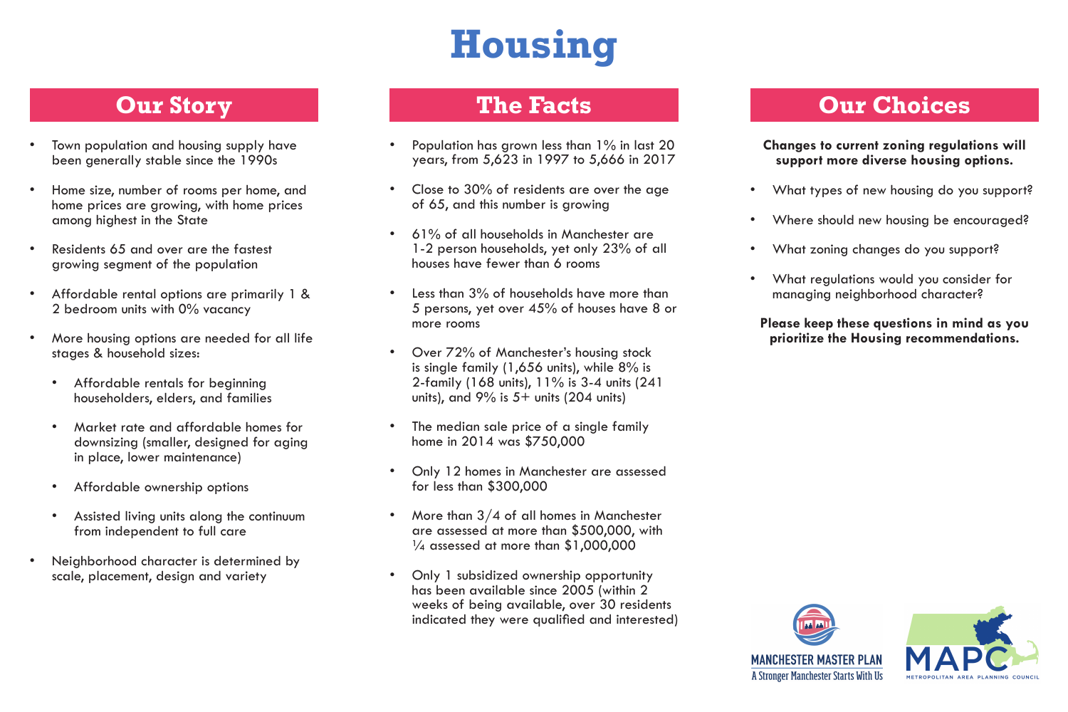# Housing

## Our Story

- Town population and housing supply have been generally stable since the 1990s
- Home size, number of rooms per home, and home prices are growing, with home prices among highest in the State
- Residents 65 and over are the fastest growing segment of the population
- Affordable rental options are primarily 1 & 2 bedroom units with 0% vacancy
- More housing options are needed for all life stages & household sizes:
  - Affordable rentals for beginning householders, elders, and families
  - Market rate and affordable homes for downsizing (smaller, designed for aging in place, lower maintenance)
  - Affordable ownership options
  - Assisted living units along the continuum from independent to full care
- Neighborhood character is determined by scale, placement, design and variety

## The Facts

- Population has grown less than 1% in last 20 years, from 5,623 in 1997 to 5,666 in 2017
- Close to 30% of residents are over the age of 65, and this number is growing
- 61% of all households in Manchester are 1-2 person households, yet only 23% of all houses have fewer than 6 rooms
- Less than 3% of households have more than 5 persons, yet over 45% of houses have 8 or more rooms
- Over 72% of Manchester's housing stock is single family (1,656 units), while 8% is 2-family (168 units), 11% is 3-4 units (241 units), and 9% is 5+ units (204 units)
- The median sale price of a single family home in 2014 was $750,000
- Only 12 homes in Manchester are assessed for less than $300,000
- More than 3/4 of all homes in Manchester are assessed at more than $500,000, with ¼ assessed at more than $1,000,000
- Only 1 subsidized ownership opportunity has been available since 2005 (within 2 weeks of being available, over 30 residents indicated they were qualified and interested)

## Our Choices

**Changes to current zoning regulations will support more diverse housing options.**

- What types of new housing do you support?
- Where should new housing be encouraged?
- What zoning changes do you support?
- What regulations would you consider for managing neighborhood character?

**Please keep these questions in mind as you prioritize the Housing recommendations.**

MANCHESTER MASTER PLAN
A Stronger Manchester Starts With Us

MAPC
METROPOLITAN AREA PLANNING COUNCIL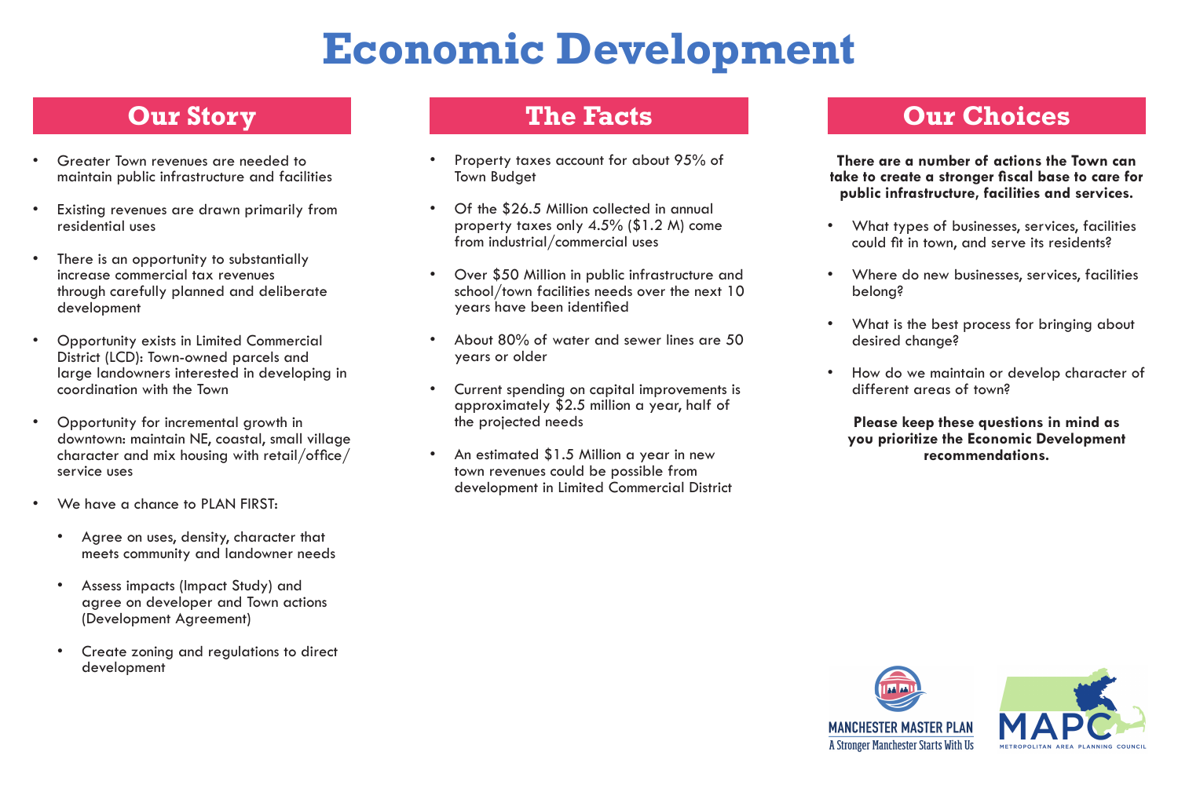# Economic Development

## Our Story

- Greater Town revenues are needed to maintain public infrastructure and facilities
- Existing revenues are drawn primarily from residential uses
- There is an opportunity to substantially increase commercial tax revenues through carefully planned and deliberate development
- Opportunity exists in Limited Commercial District (LCD): Town-owned parcels and large landowners interested in developing in coordination with the Town
- Opportunity for incremental growth in downtown: maintain NE, coastal, small village character and mix housing with retail/office/service uses
- We have a chance to PLAN FIRST:
  - Agree on uses, density, character that meets community and landowner needs
  - Assess impacts (Impact Study) and agree on developer and Town actions (Development Agreement)
  - Create zoning and regulations to direct development

## The Facts

- Property taxes account for about 95% of Town Budget
- Of the $26.5 Million collected in annual property taxes only 4.5% ($1.2 M) come from industrial/commercial uses
- Over $50 Million in public infrastructure and school/town facilities needs over the next 10 years have been identified
- About 80% of water and sewer lines are 50 years or older
- Current spending on capital improvements is approximately $2.5 million a year, half of the projected needs
- An estimated $1.5 Million a year in new town revenues could be possible from development in Limited Commercial District

## Our Choices

**There are a number of actions the Town can take to create a stronger fiscal base to care for public infrastructure, facilities and services.**

- What types of businesses, services, facilities could fit in town, and serve its residents?
- Where do new businesses, services, facilities belong?
- What is the best process for bringing about desired change?
- How do we maintain or develop character of different areas of town?

**Please keep these questions in mind as you prioritize the Economic Development recommendations.**

MANCHESTER MASTER PLAN
A Stronger Manchester Starts With Us

MAPC
METROPOLITAN AREA PLANNING COUNCIL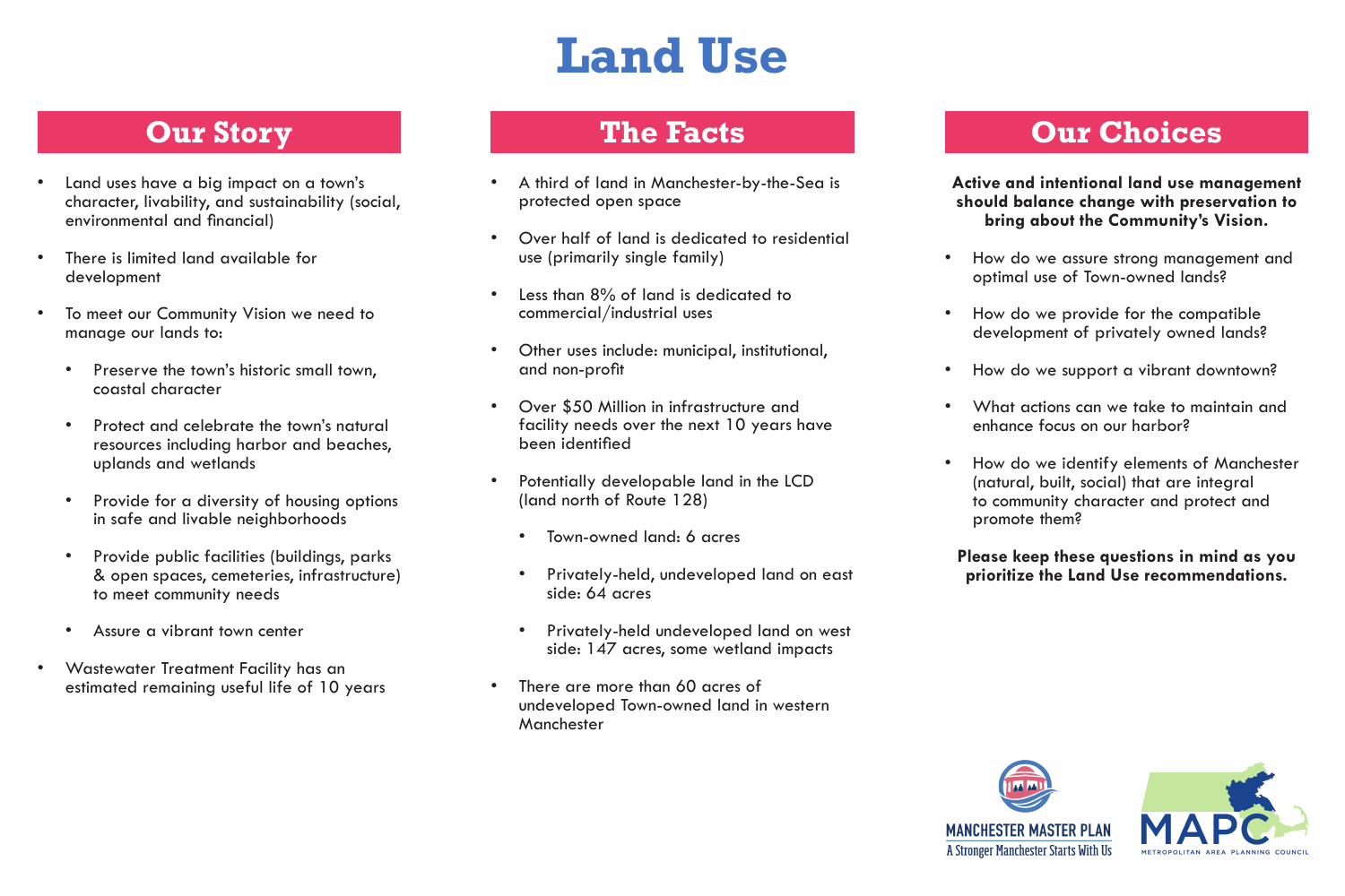# Land Use

## Our Story

- Land uses have a big impact on a town's character, livability, and sustainability (social, environmental and financial)
- There is limited land available for development
- To meet our Community Vision we need to manage our lands to:
  - Preserve the town's historic small town, coastal character
  - Protect and celebrate the town's natural resources including harbor and beaches, uplands and wetlands
  - Provide for a diversity of housing options in safe and livable neighborhoods
  - Provide public facilities (buildings, parks & open spaces, cemeteries, infrastructure) to meet community needs
  - Assure a vibrant town center
- Wastewater Treatment Facility has an estimated remaining useful life of 10 years

## The Facts

- A third of land in Manchester-by-the-Sea is protected open space
- Over half of land is dedicated to residential use (primarily single family)
- Less than 8% of land is dedicated to commercial/industrial uses
- Other uses include: municipal, institutional, and non-profit
- Over $50 Million in infrastructure and facility needs over the next 10 years have been identified
- Potentially developable land in the LCD (land north of Route 128)
  - Town-owned land: 6 acres
  - Privately-held, undeveloped land on east side: 64 acres
  - Privately-held undeveloped land on west side: 147 acres, some wetland impacts
- There are more than 60 acres of undeveloped Town-owned land in western Manchester

## Our Choices

**Active and intentional land use management should balance change with preservation to bring about the Community's Vision.**

- How do we assure strong management and optimal use of Town-owned lands?
- How do we provide for the compatible development of privately owned lands?
- How do we support a vibrant downtown?
- What actions can we take to maintain and enhance focus on our harbor?
- How do we identify elements of Manchester (natural, built, social) that are integral to community character and protect and promote them?

**Please keep these questions in mind as you prioritize the Land Use recommendations.**

MANCHESTER MASTER PLAN
A Stronger Manchester Starts With Us

MAPC
METROPOLITAN AREA PLANNING COUNCIL